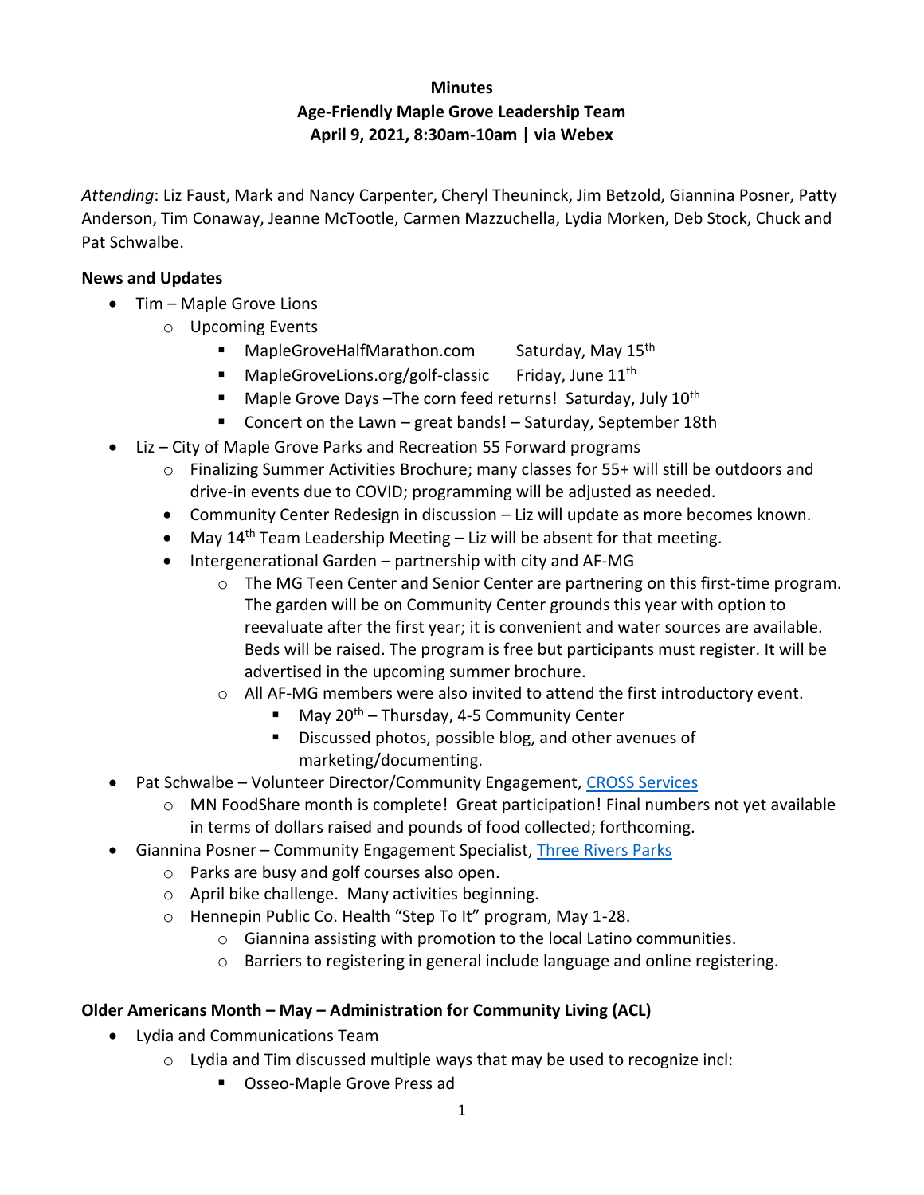**Minutes**
**Age-Friendly Maple Grove Leadership Team**
**April 9, 2021, 8:30am-10am | via Webex**

*Attending*: Liz Faust, Mark and Nancy Carpenter, Cheryl Theuninck, Jim Betzold, Giannina Posner, Patty Anderson, Tim Conaway, Jeanne McTootle, Carmen Mazzuchella, Lydia Morken, Deb Stock, Chuck and Pat Schwalbe.

**News and Updates**

- Tim – Maple Grove Lions
  - Upcoming Events
    - MapleGroveHalfMarathon.com Saturday, May 15th
    - MapleGroveLions.org/golf-classic Friday, June 11th
    - Maple Grove Days –The corn feed returns! Saturday, July 10th
    - Concert on the Lawn – great bands! – Saturday, September 18th
- Liz – City of Maple Grove Parks and Recreation 55 Forward programs
  - Finalizing Summer Activities Brochure; many classes for 55+ will still be outdoors and drive-in events due to COVID; programming will be adjusted as needed.
  - Community Center Redesign in discussion – Liz will update as more becomes known.
  - May 14th Team Leadership Meeting – Liz will be absent for that meeting.
  - Intergenerational Garden – partnership with city and AF-MG
    - The MG Teen Center and Senior Center are partnering on this first-time program. The garden will be on Community Center grounds this year with option to reevaluate after the first year; it is convenient and water sources are available. Beds will be raised. The program is free but participants must register. It will be advertised in the upcoming summer brochure.
    - All AF-MG members were also invited to attend the first introductory event.
      - May 20th – Thursday, 4-5 Community Center
      - Discussed photos, possible blog, and other avenues of marketing/documenting.
- Pat Schwalbe – Volunteer Director/Community Engagement, CROSS Services
  - MN FoodShare month is complete! Great participation! Final numbers not yet available in terms of dollars raised and pounds of food collected; forthcoming.
- Giannina Posner – Community Engagement Specialist, Three Rivers Parks
  - Parks are busy and golf courses also open.
  - April bike challenge. Many activities beginning.
  - Hennepin Public Co. Health "Step To It" program, May 1-28.
    - Giannina assisting with promotion to the local Latino communities.
    - Barriers to registering in general include language and online registering.

**Older Americans Month – May – Administration for Community Living (ACL)**

- Lydia and Communications Team
  - Lydia and Tim discussed multiple ways that may be used to recognize incl:
    - Osseo-Maple Grove Press ad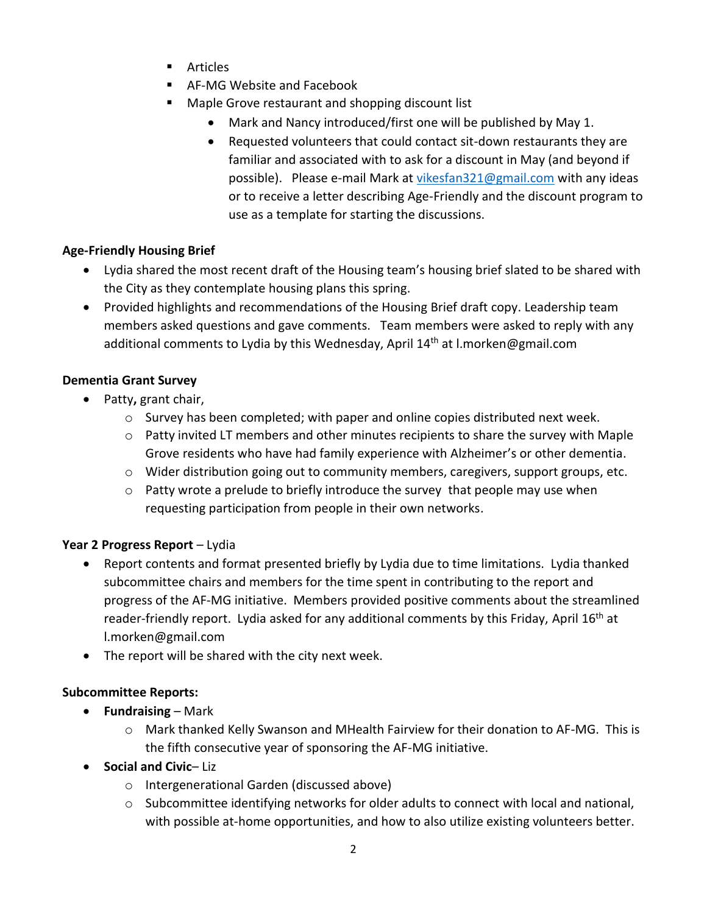- Articles
        - AF-MG Website and Facebook
        - Maple Grove restaurant and shopping discount list
            - Mark and Nancy introduced/first one will be published by May 1.
            - Requested volunteers that could contact sit-down restaurants they are familiar and associated with to ask for a discount in May (and beyond if possible). Please e-mail Mark at vikesfan321@gmail.com with any ideas or to receive a letter describing Age-Friendly and the discount program to use as a template for starting the discussions.

**Age-Friendly Housing Brief**

- Lydia shared the most recent draft of the Housing team's housing brief slated to be shared with the City as they contemplate housing plans this spring.
- Provided highlights and recommendations of the Housing Brief draft copy. Leadership team members asked questions and gave comments. Team members were asked to reply with any additional comments to Lydia by this Wednesday, April 14th at l.morken@gmail.com

**Dementia Grant Survey**

- Patty**,** grant chair,
    - Survey has been completed; with paper and online copies distributed next week.
    - Patty invited LT members and other minutes recipients to share the survey with Maple Grove residents who have had family experience with Alzheimer's or other dementia.
    - Wider distribution going out to community members, caregivers, support groups, etc.
    - Patty wrote a prelude to briefly introduce the survey that people may use when requesting participation from people in their own networks.

**Year 2 Progress Report** – Lydia

- Report contents and format presented briefly by Lydia due to time limitations. Lydia thanked subcommittee chairs and members for the time spent in contributing to the report and progress of the AF-MG initiative. Members provided positive comments about the streamlined reader-friendly report. Lydia asked for any additional comments by this Friday, April 16th at l.morken@gmail.com
- The report will be shared with the city next week.

**Subcommittee Reports:**

- **Fundraising** – Mark
    - Mark thanked Kelly Swanson and MHealth Fairview for their donation to AF-MG. This is the fifth consecutive year of sponsoring the AF-MG initiative.
- **Social and Civic**– Liz
    - Intergenerational Garden (discussed above)
    - Subcommittee identifying networks for older adults to connect with local and national, with possible at-home opportunities, and how to also utilize existing volunteers better.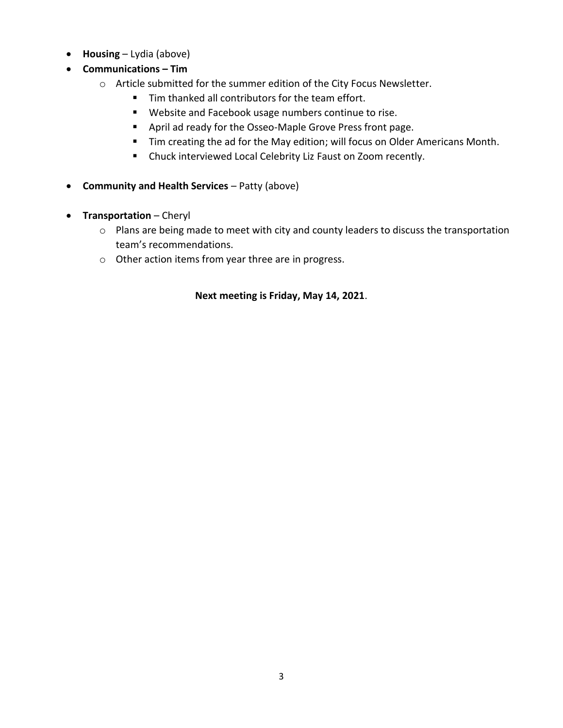- **Housing** – Lydia (above)
- **Communications – Tim**
  - Article submitted for the summer edition of the City Focus Newsletter.
    - Tim thanked all contributors for the team effort.
    - Website and Facebook usage numbers continue to rise.
    - April ad ready for the Osseo-Maple Grove Press front page.
    - Tim creating the ad for the May edition; will focus on Older Americans Month.
    - Chuck interviewed Local Celebrity Liz Faust on Zoom recently.
- **Community and Health Services** – Patty (above)
- **Transportation** – Cheryl
  - Plans are being made to meet with city and county leaders to discuss the transportation team's recommendations.
  - Other action items from year three are in progress.

**Next meeting is Friday, May 14, 2021**.